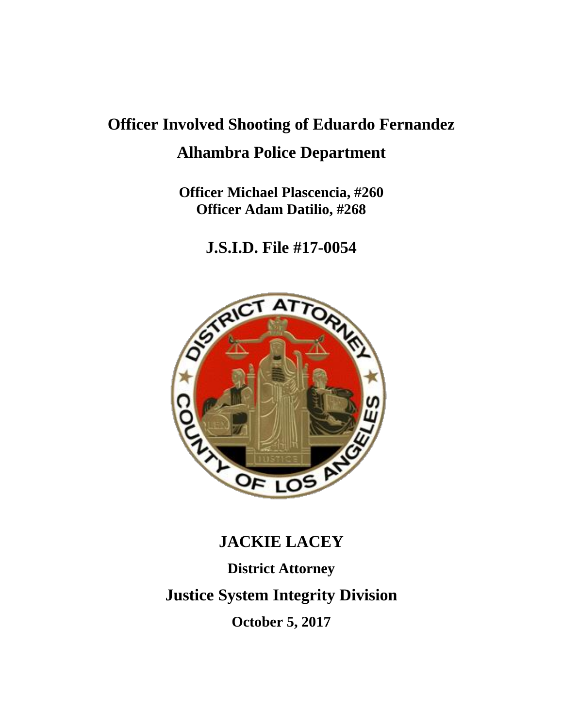# Officer Involved Shooting of Eduardo Fernandez

## Alhambra Police Department

**Officer Michael Plascencia, #260**
**Officer Adam Datilio, #268**

## J.S.I.D. File #17-0054

## JACKIE LACEY

**District Attorney**

## Justice System Integrity Division

**October 5, 2017**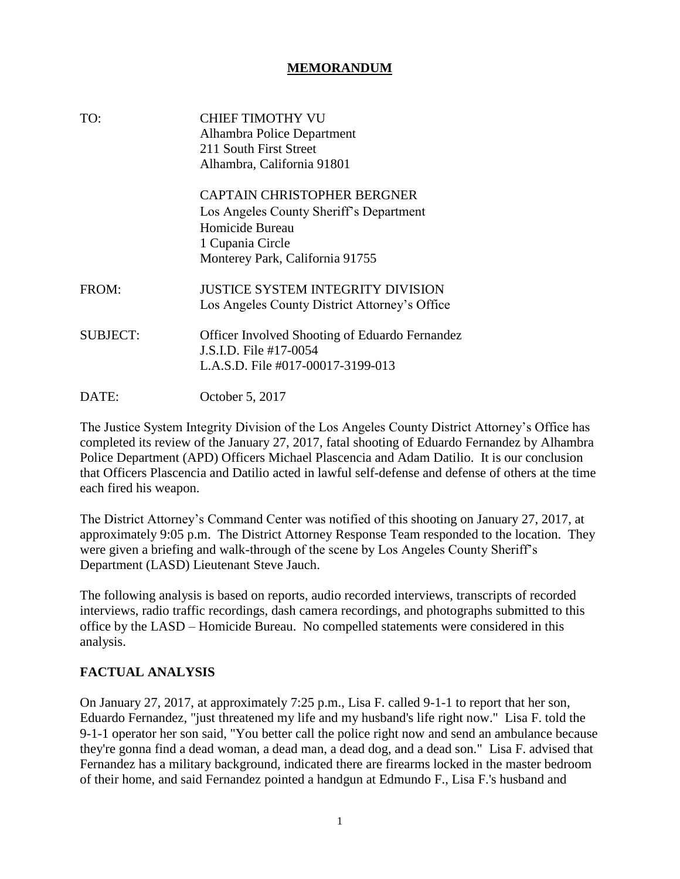# MEMORANDUM

TO: CHIEF TIMOTHY VU
Alhambra Police Department
211 South First Street
Alhambra, California 91801

CAPTAIN CHRISTOPHER BERGNER
Los Angeles County Sheriff's Department
Homicide Bureau
1 Cupania Circle
Monterey Park, California 91755

FROM: JUSTICE SYSTEM INTEGRITY DIVISION
Los Angeles County District Attorney's Office

SUBJECT: Officer Involved Shooting of Eduardo Fernandez
J.S.I.D. File #17-0054
L.A.S.D. File #017-00017-3199-013

DATE: October 5, 2017

The Justice System Integrity Division of the Los Angeles County District Attorney's Office has completed its review of the January 27, 2017, fatal shooting of Eduardo Fernandez by Alhambra Police Department (APD) Officers Michael Plascencia and Adam Datilio. It is our conclusion that Officers Plascencia and Datilio acted in lawful self-defense and defense of others at the time each fired his weapon.

The District Attorney's Command Center was notified of this shooting on January 27, 2017, at approximately 9:05 p.m. The District Attorney Response Team responded to the location. They were given a briefing and walk-through of the scene by Los Angeles County Sheriff's Department (LASD) Lieutenant Steve Jauch.

The following analysis is based on reports, audio recorded interviews, transcripts of recorded interviews, radio traffic recordings, dash camera recordings, and photographs submitted to this office by the LASD – Homicide Bureau. No compelled statements were considered in this analysis.

## FACTUAL ANALYSIS

On January 27, 2017, at approximately 7:25 p.m., Lisa F. called 9-1-1 to report that her son, Eduardo Fernandez, "just threatened my life and my husband's life right now." Lisa F. told the 9-1-1 operator her son said, "You better call the police right now and send an ambulance because they're gonna find a dead woman, a dead man, a dead dog, and a dead son." Lisa F. advised that Fernandez has a military background, indicated there are firearms locked in the master bedroom of their home, and said Fernandez pointed a handgun at Edmundo F., Lisa F.'s husband and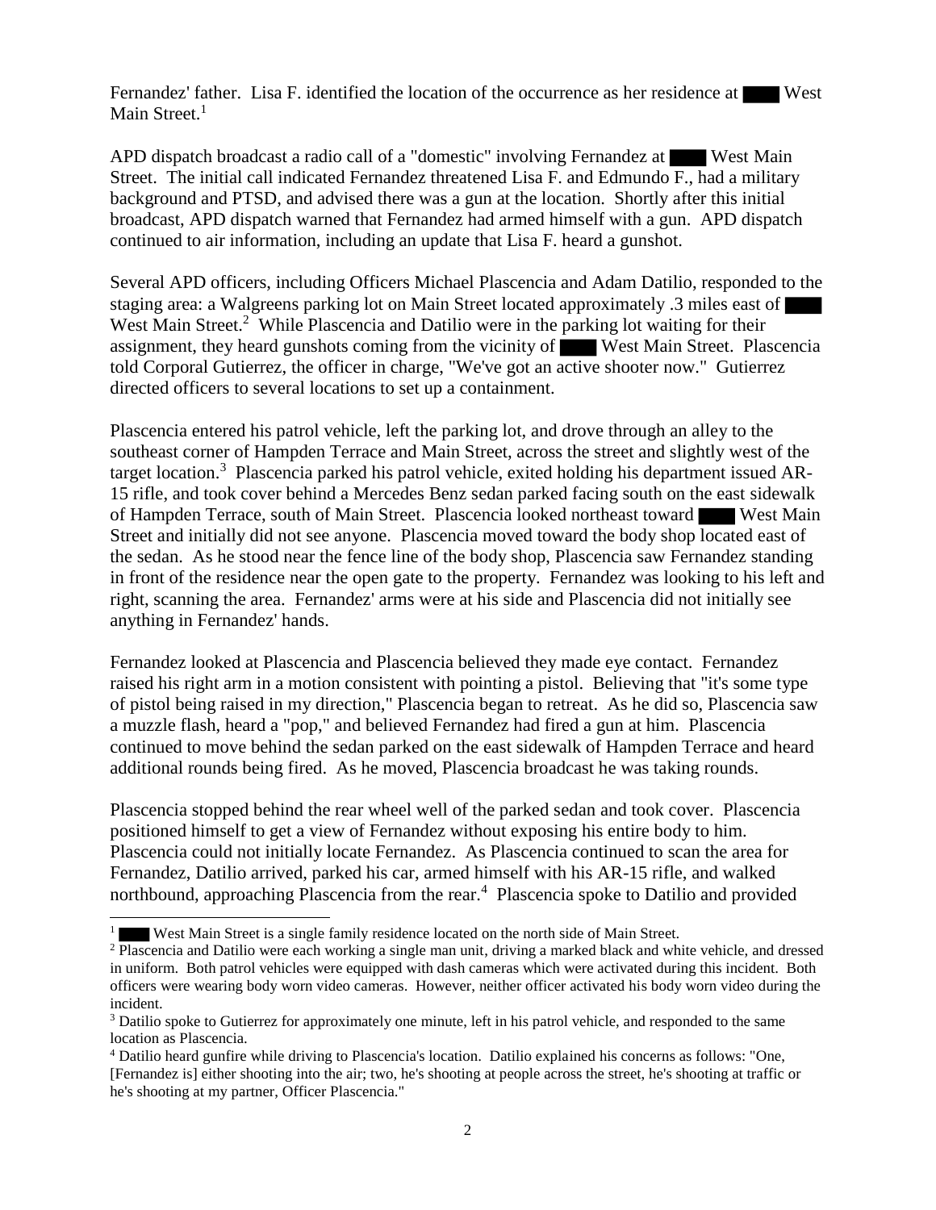Fernandez' father. Lisa F. identified the location of the occurrence as her residence at ████ West Main Street.[1]

APD dispatch broadcast a radio call of a "domestic" involving Fernandez at ████ West Main Street. The initial call indicated Fernandez threatened Lisa F. and Edmundo F., had a military background and PTSD, and advised there was a gun at the location. Shortly after this initial broadcast, APD dispatch warned that Fernandez had armed himself with a gun. APD dispatch continued to air information, including an update that Lisa F. heard a gunshot.

Several APD officers, including Officers Michael Plascencia and Adam Datilio, responded to the staging area: a Walgreens parking lot on Main Street located approximately .3 miles east of ████ West Main Street.[2] While Plascencia and Datilio were in the parking lot waiting for their assignment, they heard gunshots coming from the vicinity of ████ West Main Street. Plascencia told Corporal Gutierrez, the officer in charge, "We've got an active shooter now." Gutierrez directed officers to several locations to set up a containment.

Plascencia entered his patrol vehicle, left the parking lot, and drove through an alley to the southeast corner of Hampden Terrace and Main Street, across the street and slightly west of the target location.[3] Plascencia parked his patrol vehicle, exited holding his department issued AR-15 rifle, and took cover behind a Mercedes Benz sedan parked facing south on the east sidewalk of Hampden Terrace, south of Main Street. Plascencia looked northeast toward ████ West Main Street and initially did not see anyone. Plascencia moved toward the body shop located east of the sedan. As he stood near the fence line of the body shop, Plascencia saw Fernandez standing in front of the residence near the open gate to the property. Fernandez was looking to his left and right, scanning the area. Fernandez' arms were at his side and Plascencia did not initially see anything in Fernandez' hands.

Fernandez looked at Plascencia and Plascencia believed they made eye contact. Fernandez raised his right arm in a motion consistent with pointing a pistol. Believing that "it's some type of pistol being raised in my direction," Plascencia began to retreat. As he did so, Plascencia saw a muzzle flash, heard a "pop," and believed Fernandez had fired a gun at him. Plascencia continued to move behind the sedan parked on the east sidewalk of Hampden Terrace and heard additional rounds being fired. As he moved, Plascencia broadcast he was taking rounds.

Plascencia stopped behind the rear wheel well of the parked sedan and took cover. Plascencia positioned himself to get a view of Fernandez without exposing his entire body to him. Plascencia could not initially locate Fernandez. As Plascencia continued to scan the area for Fernandez, Datilio arrived, parked his car, armed himself with his AR-15 rifle, and walked northbound, approaching Plascencia from the rear.[4] Plascencia spoke to Datilio and provided

---

[1] ████ West Main Street is a single family residence located on the north side of Main Street.

[2] Plascencia and Datilio were each working a single man unit, driving a marked black and white vehicle, and dressed in uniform. Both patrol vehicles were equipped with dash cameras which were activated during this incident. Both officers were wearing body worn video cameras. However, neither officer activated his body worn video during the incident.

[3] Datilio spoke to Gutierrez for approximately one minute, left in his patrol vehicle, and responded to the same location as Plascencia.

[4] Datilio heard gunfire while driving to Plascencia's location. Datilio explained his concerns as follows: "One, [Fernandez is] either shooting into the air; two, he's shooting at people across the street, he's shooting at traffic or he's shooting at my partner, Officer Plascencia."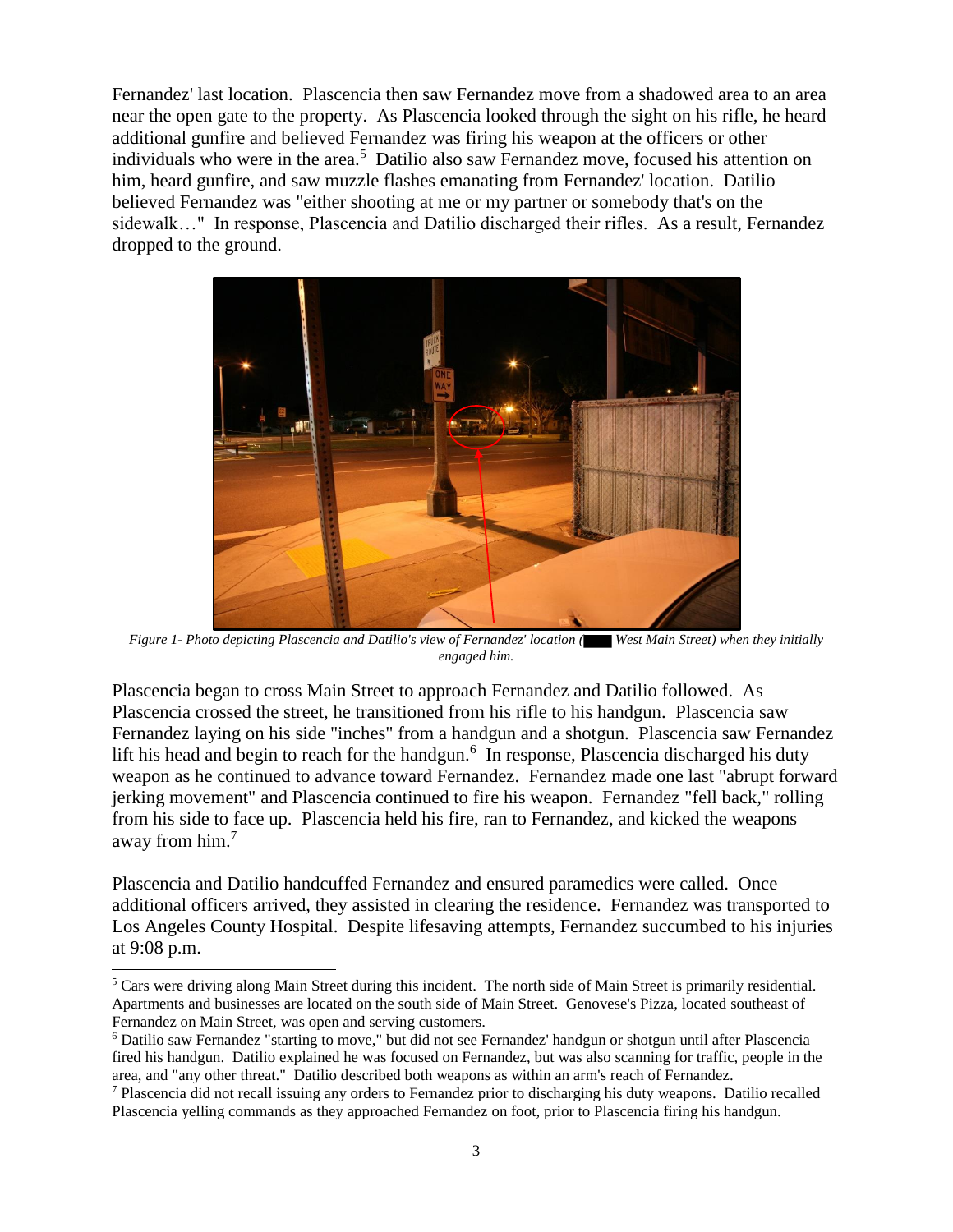Fernandez' last location. Plascencia then saw Fernandez move from a shadowed area to an area near the open gate to the property. As Plascencia looked through the sight on his rifle, he heard additional gunfire and believed Fernandez was firing his weapon at the officers or other individuals who were in the area.[5] Datilio also saw Fernandez move, focused his attention on him, heard gunfire, and saw muzzle flashes emanating from Fernandez' location. Datilio believed Fernandez was "either shooting at me or my partner or somebody that's on the sidewalk…" In response, Plascencia and Datilio discharged their rifles. As a result, Fernandez dropped to the ground.

*Figure 1- Photo depicting Plascencia and Datilio's view of Fernandez' location (█ West Main Street) when they initially engaged him.*

Plascencia began to cross Main Street to approach Fernandez and Datilio followed. As Plascencia crossed the street, he transitioned from his rifle to his handgun. Plascencia saw Fernandez laying on his side "inches" from a handgun and a shotgun. Plascencia saw Fernandez lift his head and begin to reach for the handgun.[6] In response, Plascencia discharged his duty weapon as he continued to advance toward Fernandez. Fernandez made one last "abrupt forward jerking movement" and Plascencia continued to fire his weapon. Fernandez "fell back," rolling from his side to face up. Plascencia held his fire, ran to Fernandez, and kicked the weapons away from him.[7]

Plascencia and Datilio handcuffed Fernandez and ensured paramedics were called. Once additional officers arrived, they assisted in clearing the residence. Fernandez was transported to Los Angeles County Hospital. Despite lifesaving attempts, Fernandez succumbed to his injuries at 9:08 p.m.

---

[5] Cars were driving along Main Street during this incident. The north side of Main Street is primarily residential. Apartments and businesses are located on the south side of Main Street. Genovese's Pizza, located southeast of Fernandez on Main Street, was open and serving customers.

[6] Datilio saw Fernandez "starting to move," but did not see Fernandez' handgun or shotgun until after Plascencia fired his handgun. Datilio explained he was focused on Fernandez, but was also scanning for traffic, people in the area, and "any other threat." Datilio described both weapons as within an arm's reach of Fernandez.

[7] Plascencia did not recall issuing any orders to Fernandez prior to discharging his duty weapons. Datilio recalled Plascencia yelling commands as they approached Fernandez on foot, prior to Plascencia firing his handgun.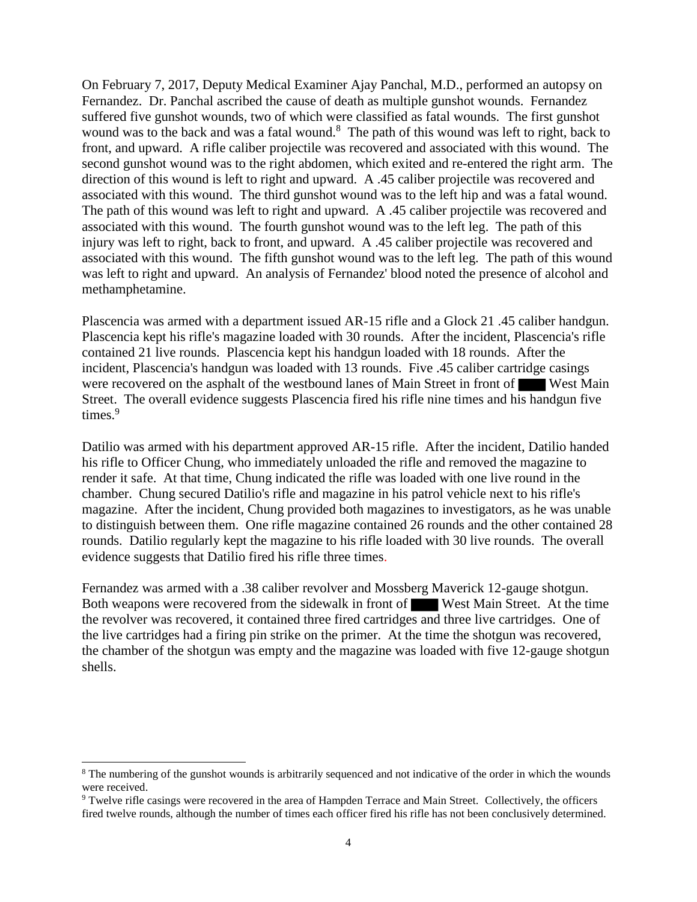On February 7, 2017, Deputy Medical Examiner Ajay Panchal, M.D., performed an autopsy on Fernandez. Dr. Panchal ascribed the cause of death as multiple gunshot wounds. Fernandez suffered five gunshot wounds, two of which were classified as fatal wounds. The first gunshot wound was to the back and was a fatal wound.[8] The path of this wound was left to right, back to front, and upward. A rifle caliber projectile was recovered and associated with this wound. The second gunshot wound was to the right abdomen, which exited and re-entered the right arm. The direction of this wound is left to right and upward. A .45 caliber projectile was recovered and associated with this wound. The third gunshot wound was to the left hip and was a fatal wound. The path of this wound was left to right and upward. A .45 caliber projectile was recovered and associated with this wound. The fourth gunshot wound was to the left leg. The path of this injury was left to right, back to front, and upward. A .45 caliber projectile was recovered and associated with this wound. The fifth gunshot wound was to the left leg. The path of this wound was left to right and upward. An analysis of Fernandez' blood noted the presence of alcohol and methamphetamine.

Plascencia was armed with a department issued AR-15 rifle and a Glock 21 .45 caliber handgun. Plascencia kept his rifle's magazine loaded with 30 rounds. After the incident, Plascencia's rifle contained 21 live rounds. Plascencia kept his handgun loaded with 18 rounds. After the incident, Plascencia's handgun was loaded with 13 rounds. Five .45 caliber cartridge casings were recovered on the asphalt of the westbound lanes of Main Street in front of ███ West Main Street. The overall evidence suggests Plascencia fired his rifle nine times and his handgun five times.[9]

Datilio was armed with his department approved AR-15 rifle. After the incident, Datilio handed his rifle to Officer Chung, who immediately unloaded the rifle and removed the magazine to render it safe. At that time, Chung indicated the rifle was loaded with one live round in the chamber. Chung secured Datilio's rifle and magazine in his patrol vehicle next to his rifle's magazine. After the incident, Chung provided both magazines to investigators, as he was unable to distinguish between them. One rifle magazine contained 26 rounds and the other contained 28 rounds. Datilio regularly kept the magazine to his rifle loaded with 30 live rounds. The overall evidence suggests that Datilio fired his rifle three times.

Fernandez was armed with a .38 caliber revolver and Mossberg Maverick 12-gauge shotgun. Both weapons were recovered from the sidewalk in front of ███ West Main Street. At the time the revolver was recovered, it contained three fired cartridges and three live cartridges. One of the live cartridges had a firing pin strike on the primer. At the time the shotgun was recovered, the chamber of the shotgun was empty and the magazine was loaded with five 12-gauge shotgun shells.

---

[8] The numbering of the gunshot wounds is arbitrarily sequenced and not indicative of the order in which the wounds were received.

[9] Twelve rifle casings were recovered in the area of Hampden Terrace and Main Street. Collectively, the officers fired twelve rounds, although the number of times each officer fired his rifle has not been conclusively determined.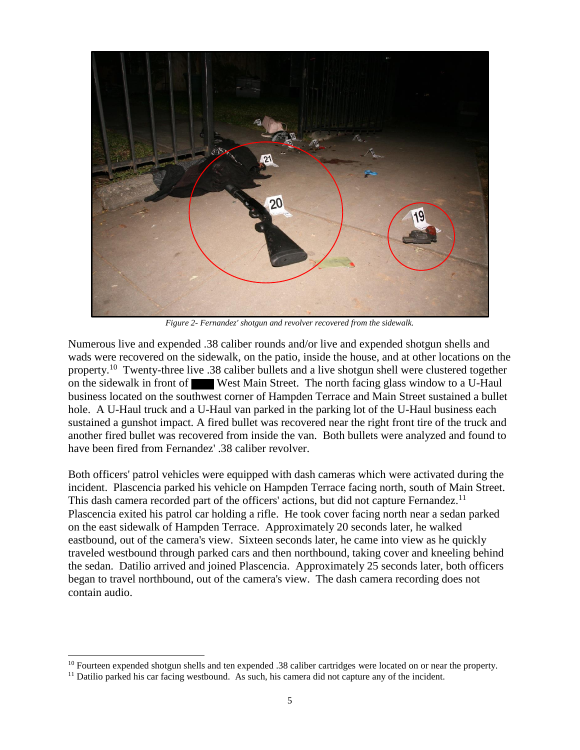*Figure 2- Fernandez' shotgun and revolver recovered from the sidewalk.*

Numerous live and expended .38 caliber rounds and/or live and expended shotgun shells and wads were recovered on the sidewalk, on the patio, inside the house, and at other locations on the property.[10] Twenty-three live .38 caliber bullets and a live shotgun shell were clustered together on the sidewalk in front of ███ West Main Street. The north facing glass window to a U-Haul business located on the southwest corner of Hampden Terrace and Main Street sustained a bullet hole. A U-Haul truck and a U-Haul van parked in the parking lot of the U-Haul business each sustained a gunshot impact. A fired bullet was recovered near the right front tire of the truck and another fired bullet was recovered from inside the van. Both bullets were analyzed and found to have been fired from Fernandez' .38 caliber revolver.

Both officers' patrol vehicles were equipped with dash cameras which were activated during the incident. Plascencia parked his vehicle on Hampden Terrace facing north, south of Main Street. This dash camera recorded part of the officers' actions, but did not capture Fernandez.[11] Plascencia exited his patrol car holding a rifle. He took cover facing north near a sedan parked on the east sidewalk of Hampden Terrace. Approximately 20 seconds later, he walked eastbound, out of the camera's view. Sixteen seconds later, he came into view as he quickly traveled westbound through parked cars and then northbound, taking cover and kneeling behind the sedan. Datilio arrived and joined Plascencia. Approximately 25 seconds later, both officers began to travel northbound, out of the camera's view. The dash camera recording does not contain audio.

[10] Fourteen expended shotgun shells and ten expended .38 caliber cartridges were located on or near the property.

[11] Datilio parked his car facing westbound. As such, his camera did not capture any of the incident.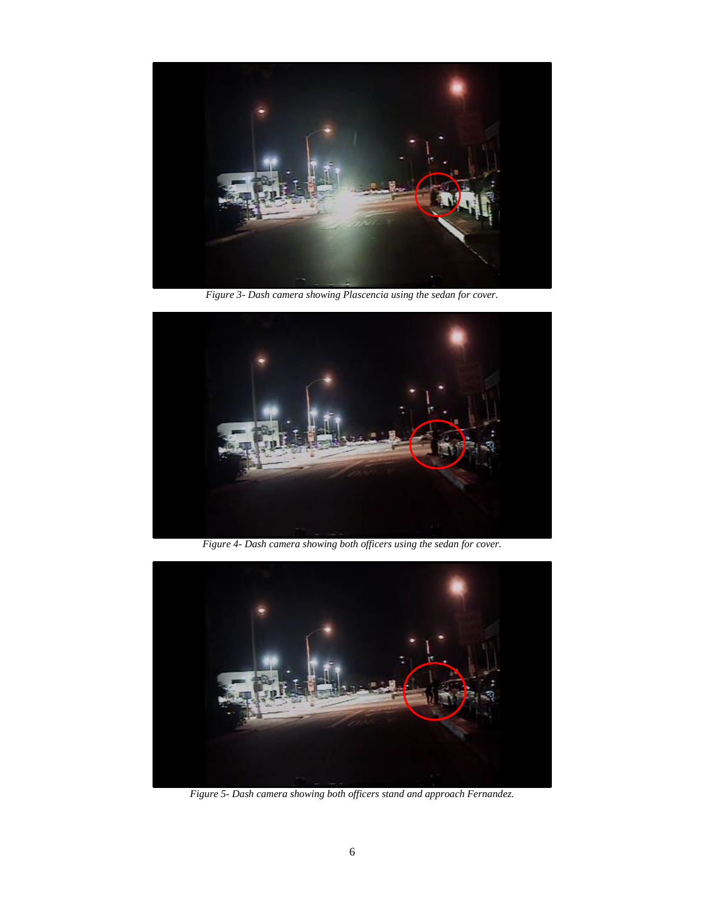*Figure 3- Dash camera showing Plascencia using the sedan for cover.*

*Figure 4- Dash camera showing both officers using the sedan for cover.*

*Figure 5- Dash camera showing both officers stand and approach Fernandez.*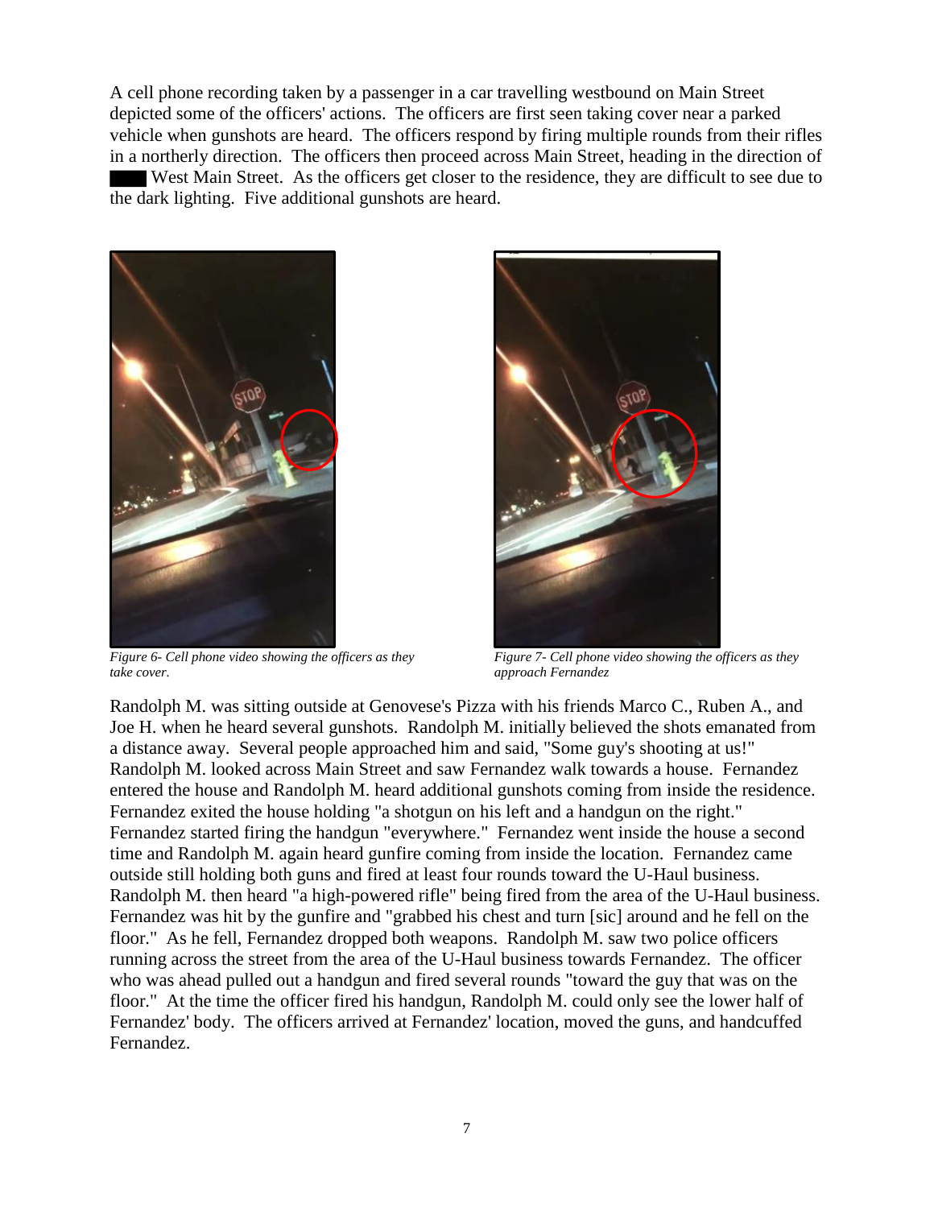A cell phone recording taken by a passenger in a car travelling westbound on Main Street depicted some of the officers' actions. The officers are first seen taking cover near a parked vehicle when gunshots are heard. The officers respond by firing multiple rounds from their rifles in a northerly direction. The officers then proceed across Main Street, heading in the direction of ████ West Main Street. As the officers get closer to the residence, they are difficult to see due to the dark lighting. Five additional gunshots are heard.

*Figure 6- Cell phone video showing the officers as they take cover.*

*Figure 7- Cell phone video showing the officers as they approach Fernandez*

Randolph M. was sitting outside at Genovese's Pizza with his friends Marco C., Ruben A., and Joe H. when he heard several gunshots. Randolph M. initially believed the shots emanated from a distance away. Several people approached him and said, "Some guy's shooting at us!" Randolph M. looked across Main Street and saw Fernandez walk towards a house. Fernandez entered the house and Randolph M. heard additional gunshots coming from inside the residence. Fernandez exited the house holding "a shotgun on his left and a handgun on the right." Fernandez started firing the handgun "everywhere." Fernandez went inside the house a second time and Randolph M. again heard gunfire coming from inside the location. Fernandez came outside still holding both guns and fired at least four rounds toward the U-Haul business. Randolph M. then heard "a high-powered rifle" being fired from the area of the U-Haul business. Fernandez was hit by the gunfire and "grabbed his chest and turn [sic] around and he fell on the floor." As he fell, Fernandez dropped both weapons. Randolph M. saw two police officers running across the street from the area of the U-Haul business towards Fernandez. The officer who was ahead pulled out a handgun and fired several rounds "toward the guy that was on the floor." At the time the officer fired his handgun, Randolph M. could only see the lower half of Fernandez' body. The officers arrived at Fernandez' location, moved the guns, and handcuffed Fernandez.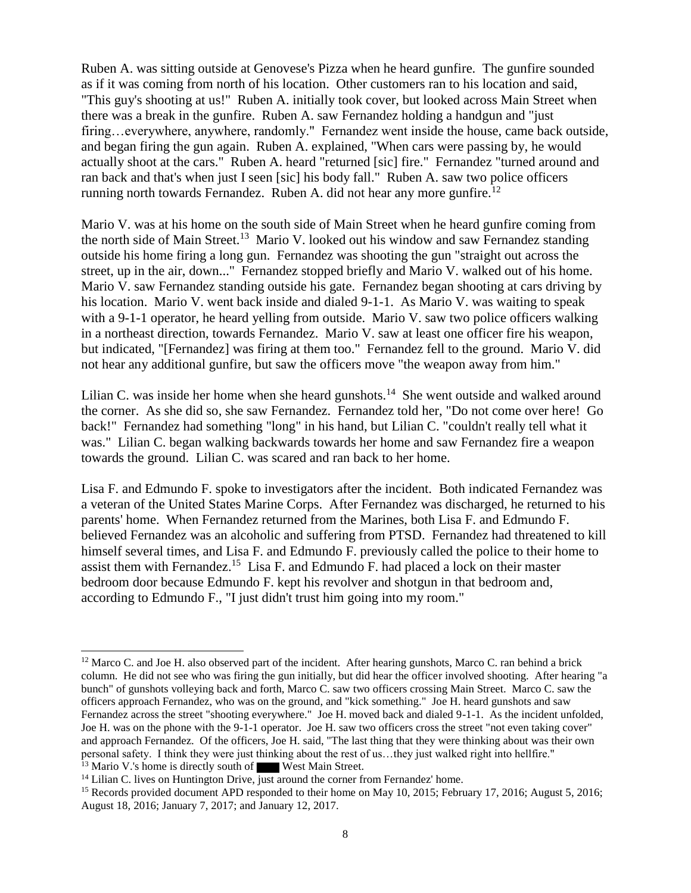Ruben A. was sitting outside at Genovese's Pizza when he heard gunfire. The gunfire sounded as if it was coming from north of his location. Other customers ran to his location and said, "This guy's shooting at us!" Ruben A. initially took cover, but looked across Main Street when there was a break in the gunfire. Ruben A. saw Fernandez holding a handgun and "just firing…everywhere, anywhere, randomly." Fernandez went inside the house, came back outside, and began firing the gun again. Ruben A. explained, "When cars were passing by, he would actually shoot at the cars." Ruben A. heard "returned [sic] fire." Fernandez "turned around and ran back and that's when just I seen [sic] his body fall." Ruben A. saw two police officers running north towards Fernandez. Ruben A. did not hear any more gunfire.[12]

Mario V. was at his home on the south side of Main Street when he heard gunfire coming from the north side of Main Street.[13] Mario V. looked out his window and saw Fernandez standing outside his home firing a long gun. Fernandez was shooting the gun "straight out across the street, up in the air, down..." Fernandez stopped briefly and Mario V. walked out of his home. Mario V. saw Fernandez standing outside his gate. Fernandez began shooting at cars driving by his location. Mario V. went back inside and dialed 9-1-1. As Mario V. was waiting to speak with a 9-1-1 operator, he heard yelling from outside. Mario V. saw two police officers walking in a northeast direction, towards Fernandez. Mario V. saw at least one officer fire his weapon, but indicated, "[Fernandez] was firing at them too." Fernandez fell to the ground. Mario V. did not hear any additional gunfire, but saw the officers move "the weapon away from him."

Lilian C. was inside her home when she heard gunshots.[14] She went outside and walked around the corner. As she did so, she saw Fernandez. Fernandez told her, "Do not come over here! Go back!" Fernandez had something "long" in his hand, but Lilian C. "couldn't really tell what it was." Lilian C. began walking backwards towards her home and saw Fernandez fire a weapon towards the ground. Lilian C. was scared and ran back to her home.

Lisa F. and Edmundo F. spoke to investigators after the incident. Both indicated Fernandez was a veteran of the United States Marine Corps. After Fernandez was discharged, he returned to his parents' home. When Fernandez returned from the Marines, both Lisa F. and Edmundo F. believed Fernandez was an alcoholic and suffering from PTSD. Fernandez had threatened to kill himself several times, and Lisa F. and Edmundo F. previously called the police to their home to assist them with Fernandez.[15] Lisa F. and Edmundo F. had placed a lock on their master bedroom door because Edmundo F. kept his revolver and shotgun in that bedroom and, according to Edmundo F., "I just didn't trust him going into my room."

---

[12] Marco C. and Joe H. also observed part of the incident. After hearing gunshots, Marco C. ran behind a brick column. He did not see who was firing the gun initially, but did hear the officer involved shooting. After hearing "a bunch" of gunshots volleying back and forth, Marco C. saw two officers crossing Main Street. Marco C. saw the officers approach Fernandez, who was on the ground, and "kick something." Joe H. heard gunshots and saw Fernandez across the street "shooting everywhere." Joe H. moved back and dialed 9-1-1. As the incident unfolded, Joe H. was on the phone with the 9-1-1 operator. Joe H. saw two officers cross the street "not even taking cover" and approach Fernandez. Of the officers, Joe H. said, "The last thing that they were thinking about was their own personal safety. I think they were just thinking about the rest of us…they just walked right into hellfire."

[13] Mario V.'s home is directly south of ████ West Main Street.

[14] Lilian C. lives on Huntington Drive, just around the corner from Fernandez' home.

[15] Records provided document APD responded to their home on May 10, 2015; February 17, 2016; August 5, 2016; August 18, 2016; January 7, 2017; and January 12, 2017.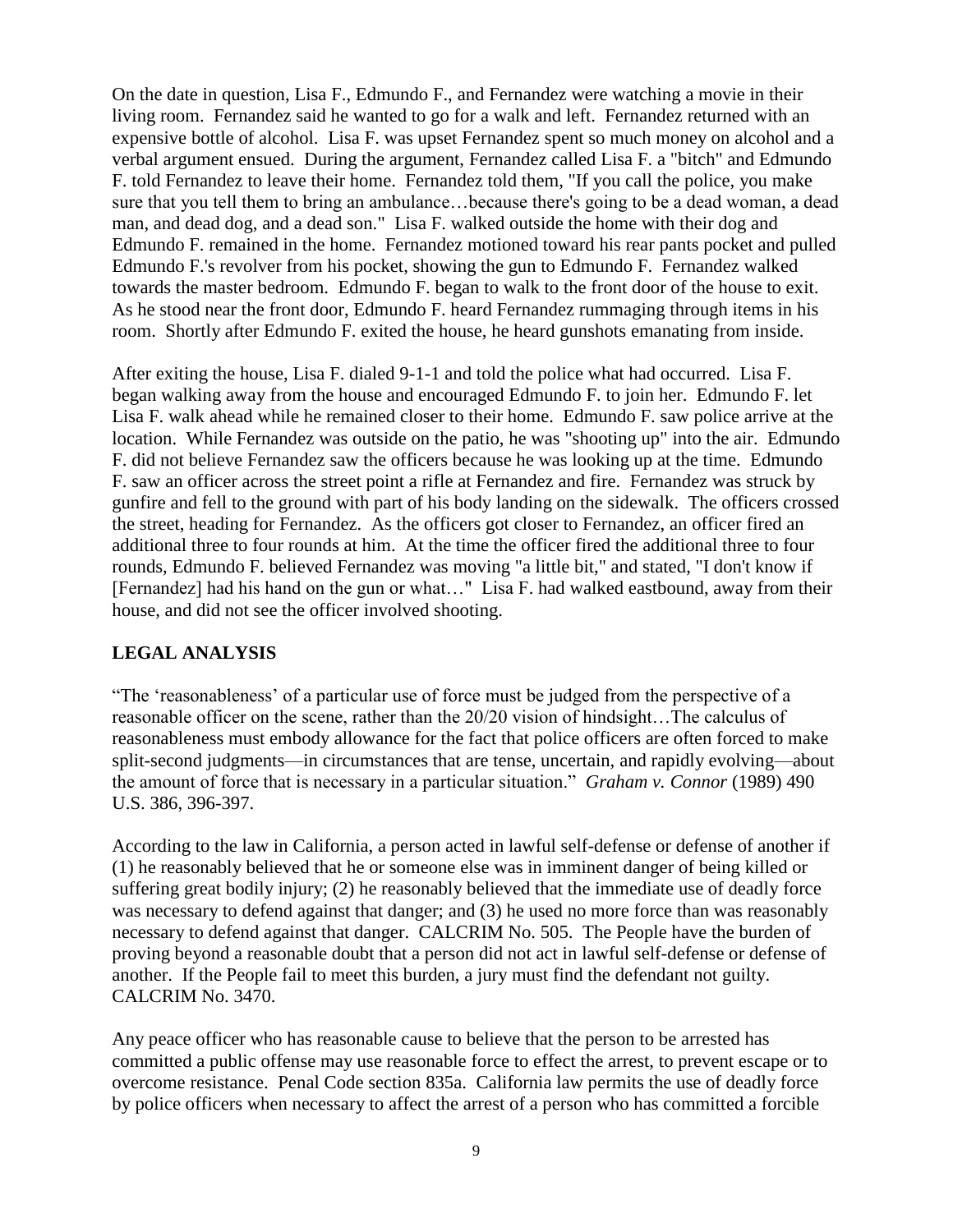On the date in question, Lisa F., Edmundo F., and Fernandez were watching a movie in their living room. Fernandez said he wanted to go for a walk and left. Fernandez returned with an expensive bottle of alcohol. Lisa F. was upset Fernandez spent so much money on alcohol and a verbal argument ensued. During the argument, Fernandez called Lisa F. a "bitch" and Edmundo F. told Fernandez to leave their home. Fernandez told them, "If you call the police, you make sure that you tell them to bring an ambulance…because there's going to be a dead woman, a dead man, and dead dog, and a dead son." Lisa F. walked outside the home with their dog and Edmundo F. remained in the home. Fernandez motioned toward his rear pants pocket and pulled Edmundo F.'s revolver from his pocket, showing the gun to Edmundo F. Fernandez walked towards the master bedroom. Edmundo F. began to walk to the front door of the house to exit. As he stood near the front door, Edmundo F. heard Fernandez rummaging through items in his room. Shortly after Edmundo F. exited the house, he heard gunshots emanating from inside.

After exiting the house, Lisa F. dialed 9-1-1 and told the police what had occurred. Lisa F. began walking away from the house and encouraged Edmundo F. to join her. Edmundo F. let Lisa F. walk ahead while he remained closer to their home. Edmundo F. saw police arrive at the location. While Fernandez was outside on the patio, he was "shooting up" into the air. Edmundo F. did not believe Fernandez saw the officers because he was looking up at the time. Edmundo F. saw an officer across the street point a rifle at Fernandez and fire. Fernandez was struck by gunfire and fell to the ground with part of his body landing on the sidewalk. The officers crossed the street, heading for Fernandez. As the officers got closer to Fernandez, an officer fired an additional three to four rounds at him. At the time the officer fired the additional three to four rounds, Edmundo F. believed Fernandez was moving "a little bit," and stated, "I don't know if [Fernandez] had his hand on the gun or what…" Lisa F. had walked eastbound, away from their house, and did not see the officer involved shooting.

## LEGAL ANALYSIS

"The 'reasonableness' of a particular use of force must be judged from the perspective of a reasonable officer on the scene, rather than the 20/20 vision of hindsight…The calculus of reasonableness must embody allowance for the fact that police officers are often forced to make split-second judgments—in circumstances that are tense, uncertain, and rapidly evolving—about the amount of force that is necessary in a particular situation." *Graham v. Connor* (1989) 490 U.S. 386, 396-397.

According to the law in California, a person acted in lawful self-defense or defense of another if (1) he reasonably believed that he or someone else was in imminent danger of being killed or suffering great bodily injury; (2) he reasonably believed that the immediate use of deadly force was necessary to defend against that danger; and (3) he used no more force than was reasonably necessary to defend against that danger. CALCRIM No. 505. The People have the burden of proving beyond a reasonable doubt that a person did not act in lawful self-defense or defense of another. If the People fail to meet this burden, a jury must find the defendant not guilty. CALCRIM No. 3470.

Any peace officer who has reasonable cause to believe that the person to be arrested has committed a public offense may use reasonable force to effect the arrest, to prevent escape or to overcome resistance. Penal Code section 835a. California law permits the use of deadly force by police officers when necessary to affect the arrest of a person who has committed a forcible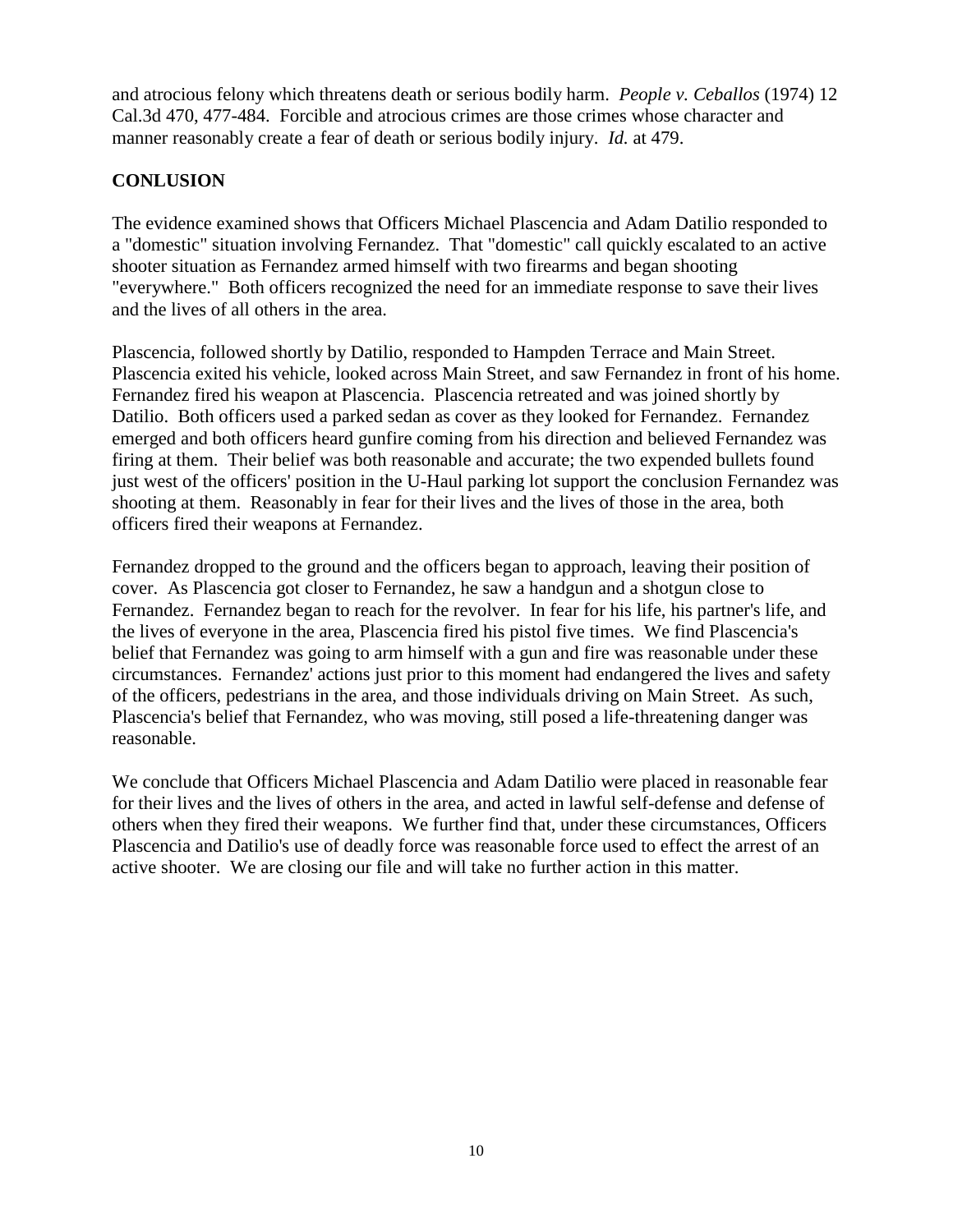and atrocious felony which threatens death or serious bodily harm. *People v. Ceballos* (1974) 12 Cal.3d 470, 477-484. Forcible and atrocious crimes are those crimes whose character and manner reasonably create a fear of death or serious bodily injury. *Id.* at 479.

## CONLUSION

The evidence examined shows that Officers Michael Plascencia and Adam Datilio responded to a "domestic" situation involving Fernandez. That "domestic" call quickly escalated to an active shooter situation as Fernandez armed himself with two firearms and began shooting "everywhere." Both officers recognized the need for an immediate response to save their lives and the lives of all others in the area.

Plascencia, followed shortly by Datilio, responded to Hampden Terrace and Main Street. Plascencia exited his vehicle, looked across Main Street, and saw Fernandez in front of his home. Fernandez fired his weapon at Plascencia. Plascencia retreated and was joined shortly by Datilio. Both officers used a parked sedan as cover as they looked for Fernandez. Fernandez emerged and both officers heard gunfire coming from his direction and believed Fernandez was firing at them. Their belief was both reasonable and accurate; the two expended bullets found just west of the officers' position in the U-Haul parking lot support the conclusion Fernandez was shooting at them. Reasonably in fear for their lives and the lives of those in the area, both officers fired their weapons at Fernandez.

Fernandez dropped to the ground and the officers began to approach, leaving their position of cover. As Plascencia got closer to Fernandez, he saw a handgun and a shotgun close to Fernandez. Fernandez began to reach for the revolver. In fear for his life, his partner's life, and the lives of everyone in the area, Plascencia fired his pistol five times. We find Plascencia's belief that Fernandez was going to arm himself with a gun and fire was reasonable under these circumstances. Fernandez' actions just prior to this moment had endangered the lives and safety of the officers, pedestrians in the area, and those individuals driving on Main Street. As such, Plascencia's belief that Fernandez, who was moving, still posed a life-threatening danger was reasonable.

We conclude that Officers Michael Plascencia and Adam Datilio were placed in reasonable fear for their lives and the lives of others in the area, and acted in lawful self-defense and defense of others when they fired their weapons. We further find that, under these circumstances, Officers Plascencia and Datilio's use of deadly force was reasonable force used to effect the arrest of an active shooter. We are closing our file and will take no further action in this matter.